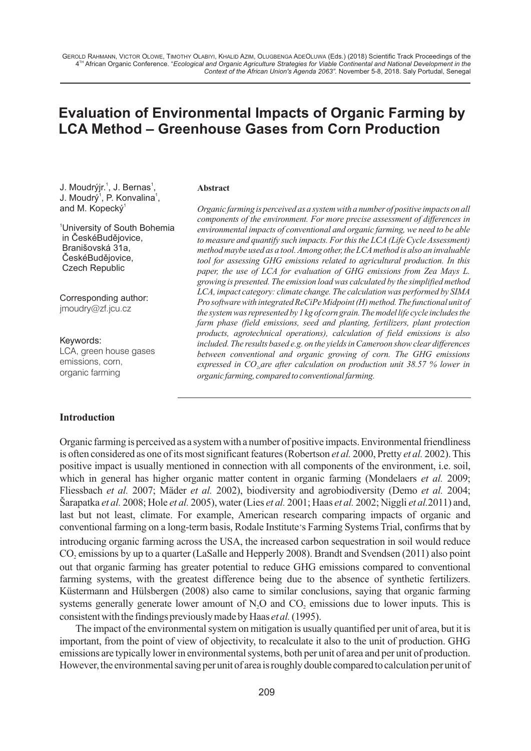# Evaluation of Environmental Impacts of Organic Farming by LCA Method – Greenhouse Gases from Corn Production

J. Moudrýjr.[1], J. Bernas[1], J. Moudrý[1], P. Konvalina[1], and M. Kopecký[1]

[1]University of South Bohemia in ČeskéBudějovice, Branišovská 31a, ČeskéBudějovice, Czech Republic

Corresponding author: jmoudry@zf.jcu.cz

Keywords: LCA, green house gases emissions, corn, organic farming

**Abstract**

*Organic farming is perceived as a system with a number of positive impacts on all components of the environment. For more precise assessment of differences in environmental impacts of conventional and organic farming, we need to be able to measure and quantify such impacts. For this the LCA (Life Cycle Assessment) method maybe used as a tool. Among other, the LCA method is also an invaluable tool for assessing GHG emissions related to agricultural production. In this paper, the use of LCA for evaluation of GHG emissions from Zea Mays L. growing is presented. The emission load was calculated by the simplified method LCA, impact category: climate change. The calculation was performed by SIMA Pro software with integrated ReCiPe Midpoint (H) method. The functional unit of the system was represented by 1 kg of corn grain. The model life cycle includes the farm phase (field emissions, seed and planting, fertilizers, plant protection products, agrotechnical operations), calculation of field emissions is also included. The results based e.g. on the yields in Cameroon show clear differences between conventional and organic growing of corn. The GHG emissions expressed in $CO_{2e}$ are after calculation on production unit 38.57 % lower in organic farming, compared to conventional farming.*

## Introduction

Organic farming is perceived as a system with a number of positive impacts. Environmental friendliness is often considered as one of its most significant features (Robertson *et al.* 2000, Pretty *et al.* 2002). This positive impact is usually mentioned in connection with all components of the environment, i.e. soil, which in general has higher organic matter content in organic farming (Mondelaers *et al.* 2009; Fliessbach *et al.* 2007; Mäder *et al.* 2002), biodiversity and agrobiodiversity (Demo *et al.* 2004; Šarapatka *et al.* 2008; Hole *et al.* 2005), water (Lies *et al.* 2001; Haas *et al.* 2002; Niggli *et al.* 2011) and, last but not least, climate. For example, American research comparing impacts of organic and conventional farming on a long-term basis, Rodale Institute's Farming Systems Trial, confirms that by introducing organic farming across the USA, the increased carbon sequestration in soil would reduce $CO_2$ emissions by up to a quarter (LaSalle and Hepperly 2008). Brandt and Svendsen (2011) also point out that organic farming has greater potential to reduce GHG emissions compared to conventional farming systems, with the greatest difference being due to the absence of synthetic fertilizers. Küstermann and Hülsbergen (2008) also came to similar conclusions, saying that organic farming systems generally generate lower amount of $N_2O$ and $CO_2$ emissions due to lower inputs. This is consistent with the findings previously made by Haas *et al.* (1995).

The impact of the environmental system on mitigation is usually quantified per unit of area, but it is important, from the point of view of objectivity, to recalculate it also to the unit of production. GHG emissions are typically lower in environmental systems, both per unit of area and per unit of production. However, the environmental saving per unit of area is roughly double compared to calculation per unit of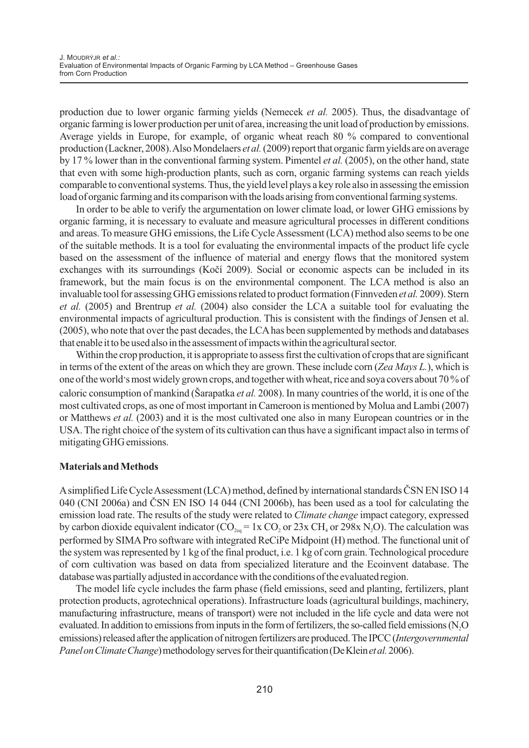production due to lower organic farming yields (Nemecek *et al.* 2005). Thus, the disadvantage of organic farming is lower production per unit of area, increasing the unit load of production by emissions. Average yields in Europe, for example, of organic wheat reach 80 % compared to conventional production (Lackner, 2008). Also Mondelaers *et al.* (2009) report that organic farm yields are on average by 17 % lower than in the conventional farming system. Pimentel *et al.* (2005), on the other hand, state that even with some high-production plants, such as corn, organic farming systems can reach yields comparable to conventional systems. Thus, the yield level plays a key role also in assessing the emission load of organic farming and its comparison with the loads arising from conventional farming systems.

In order to be able to verify the argumentation on lower climate load, or lower GHG emissions by organic farming, it is necessary to evaluate and measure agricultural processes in different conditions and areas. To measure GHG emissions, the Life Cycle Assessment (LCA) method also seems to be one of the suitable methods. It is a tool for evaluating the environmental impacts of the product life cycle based on the assessment of the influence of material and energy flows that the monitored system exchanges with its surroundings (Kočí 2009). Social or economic aspects can be included in its framework, but the main focus is on the environmental component. The LCA method is also an invaluable tool for assessing GHG emissions related to product formation (Finnveden *et al.* 2009). Stern *et al.* (2005) and Brentrup *et al.* (2004) also consider the LCA a suitable tool for evaluating the environmental impacts of agricultural production. This is consistent with the findings of Jensen et al. (2005), who note that over the past decades, the LCA has been supplemented by methods and databases that enable it to be used also in the assessment of impacts within the agricultural sector.

Within the crop production, it is appropriate to assess first the cultivation of crops that are significant in terms of the extent of the areas on which they are grown. These include corn (*Zea Mays L.*), which is one of the world's most widely grown crops, and together with wheat, rice and soya covers about 70 % of caloric consumption of mankind (Šarapatka *et al.* 2008). In many countries of the world, it is one of the most cultivated crops, as one of most important in Cameroon is mentioned by Molua and Lambi (2007) or Matthews *et al.* (2003) and it is the most cultivated one also in many European countries or in the USA. The right choice of the system of its cultivation can thus have a significant impact also in terms of mitigating GHG emissions.

## Materials and Methods

A simplified Life Cycle Assessment (LCA) method, defined by international standards ČSN EN ISO 14 040 (CNI 2006a) and ČSN EN ISO 14 044 (CNI 2006b), has been used as a tool for calculating the emission load rate. The results of the study were related to *Climate change* impact category, expressed by carbon dioxide equivalent indicator ($CO_{2eq}$ = 1x $CO_2$ or 23x $CH_4$ or 298x $N_2O$). The calculation was performed by SIMA Pro software with integrated ReCiPe Midpoint (H) method. The functional unit of the system was represented by 1 kg of the final product, i.e. 1 kg of corn grain. Technological procedure of corn cultivation was based on data from specialized literature and the Ecoinvent database. The database was partially adjusted in accordance with the conditions of the evaluated region.

The model life cycle includes the farm phase (field emissions, seed and planting, fertilizers, plant protection products, agrotechnical operations). Infrastructure loads (agricultural buildings, machinery, manufacturing infrastructure, means of transport) were not included in the life cycle and data were not evaluated. In addition to emissions from inputs in the form of fertilizers, the so-called field emissions ($N_2O$ emissions) released after the application of nitrogen fertilizers are produced. The IPCC (*Intergovernmental Panel on Climate Change*) methodology serves for their quantification (De Klein *et al.* 2006).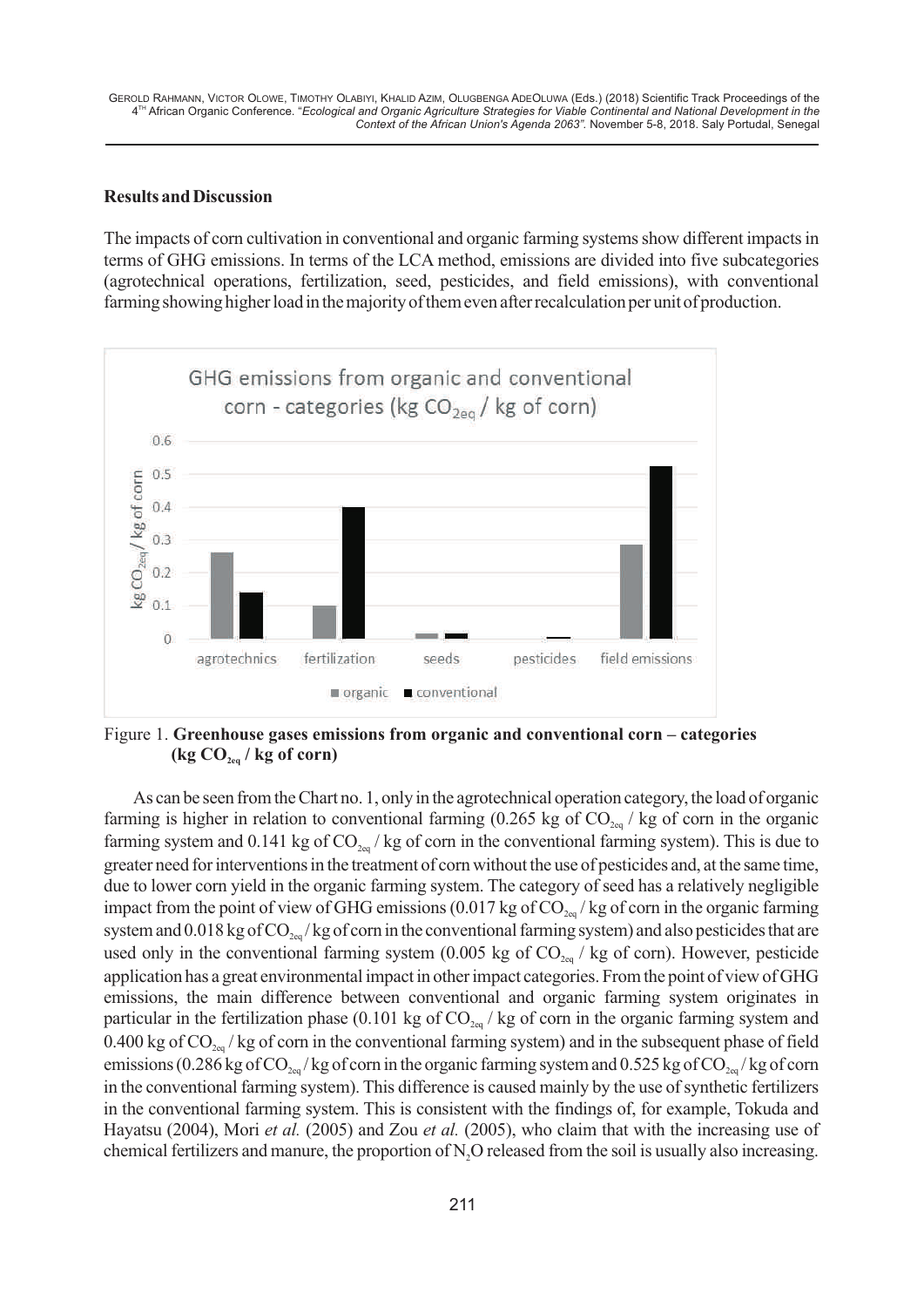### Results and Discussion

The impacts of corn cultivation in conventional and organic farming systems show different impacts in terms of GHG emissions. In terms of the LCA method, emissions are divided into five subcategories (agrotechnical operations, fertilization, seed, pesticides, and field emissions), with conventional farming showing higher load in the majority of them even after recalculation per unit of production.

Figure 1. **Greenhouse gases emissions from organic and conventional corn – categories (kg $CO_{2eq}$ / kg of corn)**

As can be seen from the Chart no. 1, only in the agrotechnical operation category, the load of organic farming is higher in relation to conventional farming (0.265 kg of $CO_{2eq}$ / kg of corn in the organic farming system and 0.141 kg of $CO_{2eq}$ / kg of corn in the conventional farming system). This is due to greater need for interventions in the treatment of corn without the use of pesticides and, at the same time, due to lower corn yield in the organic farming system. The category of seed has a relatively negligible impact from the point of view of GHG emissions (0.017 kg of $CO_{2eq}$ / kg of corn in the organic farming system and 0.018 kg of $CO_{2eq}$ / kg of corn in the conventional farming system) and also pesticides that are used only in the conventional farming system (0.005 kg of $CO_{2eq}$ / kg of corn). However, pesticide application has a great environmental impact in other impact categories. From the point of view of GHG emissions, the main difference between conventional and organic farming system originates in particular in the fertilization phase (0.101 kg of $CO_{2eq}$ / kg of corn in the organic farming system and 0.400 kg of $CO_{2eq}$ / kg of corn in the conventional farming system) and in the subsequent phase of field emissions (0.286 kg of $CO_{2eq}$ / kg of corn in the organic farming system and 0.525 kg of $CO_{2eq}$ / kg of corn in the conventional farming system). This difference is caused mainly by the use of synthetic fertilizers in the conventional farming system. This is consistent with the findings of, for example, Tokuda and Hayatsu (2004), Mori *et al.* (2005) and Zou *et al.* (2005), who claim that with the increasing use of chemical fertilizers and manure, the proportion of $N_2O$ released from the soil is usually also increasing.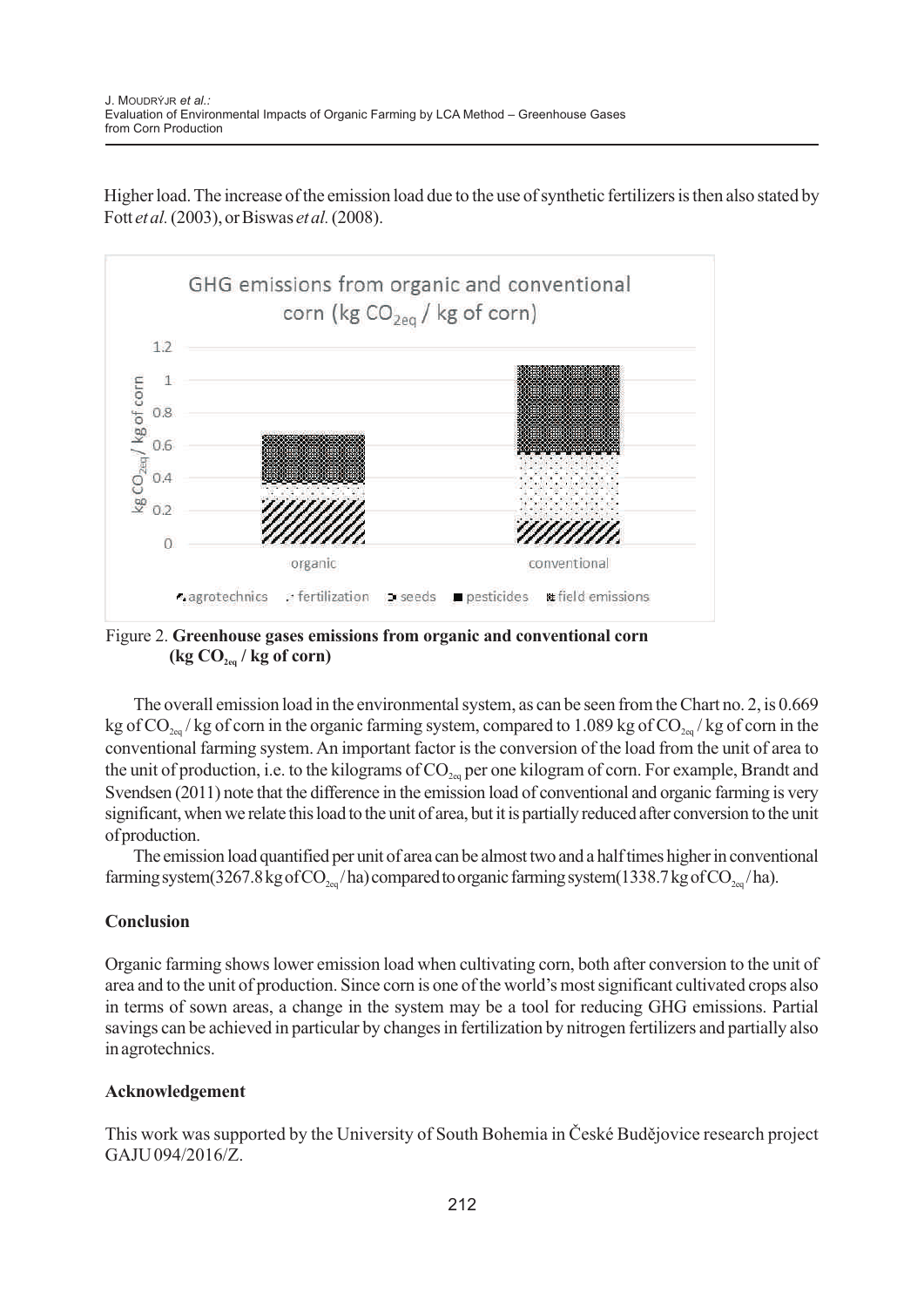Higher load. The increase of the emission load due to the use of synthetic fertilizers is then also stated by Fott *et al.* (2003), or Biswas *et al.* (2008).

Figure 2. **Greenhouse gases emissions from organic and conventional corn (kg $CO_{2eq}$ / kg of corn)**

The overall emission load in the environmental system, as can be seen from the Chart no. 2, is 0.669 kg of $CO_{2eq}$ / kg of corn in the organic farming system, compared to 1.089 kg of $CO_{2eq}$ / kg of corn in the conventional farming system. An important factor is the conversion of the load from the unit of area to the unit of production, i.e. to the kilograms of $CO_{2eq}$ per one kilogram of corn. For example, Brandt and Svendsen (2011) note that the difference in the emission load of conventional and organic farming is very significant, when we relate this load to the unit of area, but it is partially reduced after conversion to the unit of production.

The emission load quantified per unit of area can be almost two and a half times higher in conventional farming system (3267.8 kg of $CO_{2eq}$ / ha) compared to organic farming system (1338.7 kg of $CO_{2eq}$ / ha).

## Conclusion

Organic farming shows lower emission load when cultivating corn, both after conversion to the unit of area and to the unit of production. Since corn is one of the world's most significant cultivated crops also in terms of sown areas, a change in the system may be a tool for reducing GHG emissions. Partial savings can be achieved in particular by changes in fertilization by nitrogen fertilizers and partially also in agrotechnics.

## Acknowledgement

This work was supported by the University of South Bohemia in České Budějovice research project GAJU 094/2016/Z.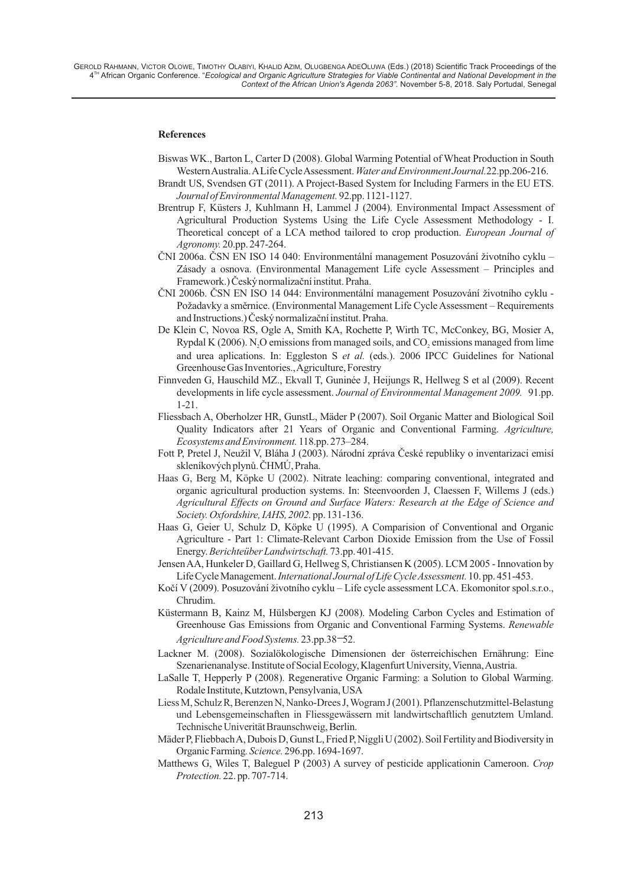**References**

Biswas WK., Barton L, Carter D (2008). Global Warming Potential of Wheat Production in South Western Australia. A Life Cycle Assessment. *Water and Environment Journal.* 22.pp.206-216.

Brandt US, Svendsen GT (2011). A Project-Based System for Including Farmers in the EU ETS. *Journal of Environmental Management.* 92.pp. 1121-1127.

Brentrup F, Küsters J, Kuhlmann H, Lammel J (2004). Environmental Impact Assessment of Agricultural Production Systems Using the Life Cycle Assessment Methodology - I. Theoretical concept of a LCA method tailored to crop production. *European Journal of Agronomy.* 20.pp. 247-264.

ČNI 2006a. ČSN EN ISO 14 040: Environmentální management Posuzování životního cyklu – Zásady a osnova. (Environmental Management Life cycle Assessment – Principles and Framework.) Český normalizační institut. Praha.

ČNI 2006b. ČSN EN ISO 14 044: Environmentální management Posuzování životního cyklu - Požadavky a směrnice. (Environmental Management Life Cycle Assessment – Requirements and Instructions.) Český normalizační institut. Praha.

De Klein C, Novoa RS, Ogle A, Smith KA, Rochette P, Wirth TC, McConkey, BG, Mosier A, Rypdal K (2006). $N_2O$ emissions from managed soils, and $CO_2$ emissions managed from lime and urea aplications. In: Eggleston S *et al.* (eds.). 2006 IPCC Guidelines for National Greenhouse Gas Inventories., Agriculture, Forestry

Finnveden G, Hauschild MZ., Ekvall T, Guninée J, Heijungs R, Hellweg S et al (2009). Recent developments in life cycle assessment. *Journal of Environmental Management 2009.* 91.pp. 1-21.

Fliessbach A, Oberholzer HR, GunstL, Mäder P (2007). Soil Organic Matter and Biological Soil Quality Indicators after 21 Years of Organic and Conventional Farming. *Agriculture, Ecosystems and Environment.* 118.pp. 273–284.

Fott P, Pretel J, Neužil V, Bláha J (2003). Národní zpráva České republiky o inventarizaci emisí skleníkových plynů. ČHMÚ, Praha.

Haas G, Berg M, Köpke U (2002). Nitrate leaching: comparing conventional, integrated and organic agricultural production systems. In: Steenvoorden J, Claessen F, Willems J (eds.) *Agricultural Effects on Ground and Surface Waters: Research at the Edge of Science and Society. Oxfordshire, IAHS, 2002.* pp. 131-136.

Haas G, Geier U, Schulz D, Köpke U (1995). A Comparision of Conventional and Organic Agriculture - Part 1: Climate-Relevant Carbon Dioxide Emission from the Use of Fossil Energy. *Berichteüber Landwirtschaft.* 73.pp. 401-415.

Jensen AA, Hunkeler D, Gaillard G, Hellweg S, Christiansen K (2005). LCM 2005 - Innovation by Life Cycle Management. *International Journal of Life Cycle Assessment.* 10. pp. 451-453.

Kočí V (2009). Posuzování životního cyklu – Life cycle assessment LCA. Ekomonitor spol.s.r.o., Chrudim.

Küstermann B, Kainz M, Hülsbergen KJ (2008). Modeling Carbon Cycles and Estimation of Greenhouse Gas Emissions from Organic and Conventional Farming Systems. *Renewable Agriculture and Food Systems.* 23.pp.38–52.

Lackner M. (2008). Sozialökologische Dimensionen der österreichischen Ernährung: Eine Szenarienanalyse. Institute of Social Ecology, Klagenfurt University, Vienna, Austria.

LaSalle T, Hepperly P (2008). Regenerative Organic Farming: a Solution to Global Warming. Rodale Institute, Kutztown, Pensylvania, USA

Liess M, Schulz R, Berenzen N, Nanko-Drees J, Wogram J (2001). Pflanzenschutzmittel-Belastung und Lebensgemeinschaften in Fliessgewässern mit landwirtschaftlich genutztem Umland. Technische Univerität Braunschweig, Berlin.

Mäder P, Fliebbach A, Dubois D, Gunst L, Fried P, Niggli U (2002). Soil Fertility and Biodiversity in Organic Farming. *Science.* 296.pp. 1694-1697.

Matthews G, Wiles T, Baleguel P (2003) A survey of pesticide applicationin Cameroon. *Crop Protection.* 22. pp. 707-714.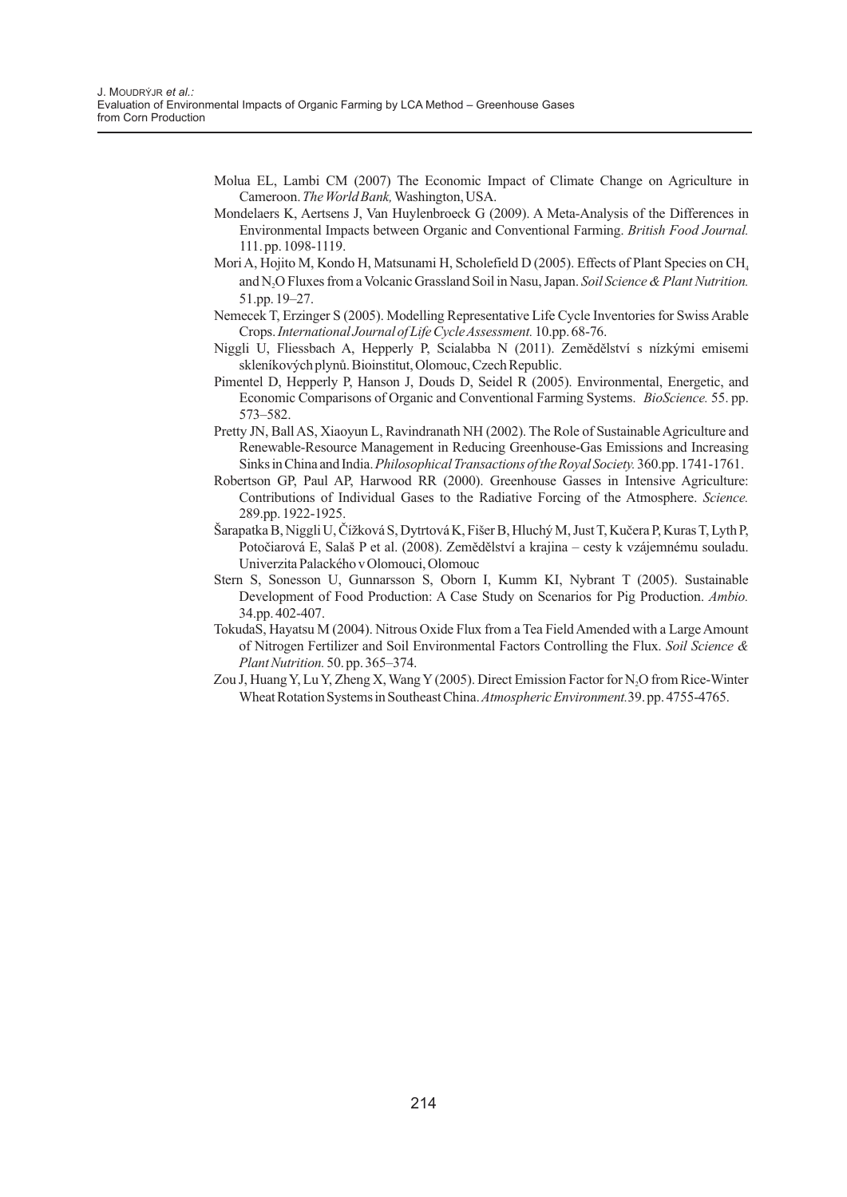Molua EL, Lambi CM (2007) The Economic Impact of Climate Change on Agriculture in Cameroon. *The World Bank,* Washington, USA.

Mondelaers K, Aertsens J, Van Huylenbroeck G (2009). A Meta-Analysis of the Differences in Environmental Impacts between Organic and Conventional Farming. *British Food Journal.* 111. pp. 1098-1119.

Mori A, Hojito M, Kondo H, Matsunami H, Scholefield D (2005). Effects of Plant Species on $CH_4$ and $N_2O$ Fluxes from a Volcanic Grassland Soil in Nasu, Japan. *Soil Science & Plant Nutrition.* 51.pp. 19–27.

Nemecek T, Erzinger S (2005). Modelling Representative Life Cycle Inventories for Swiss Arable Crops. *International Journal of Life Cycle Assessment.* 10.pp. 68-76.

Niggli U, Fliessbach A, Hepperly P, Scialabba N (2011). Zemědělství s nízkými emisemi skleníkových plynů. Bioinstitut, Olomouc, Czech Republic.

Pimentel D, Hepperly P, Hanson J, Douds D, Seidel R (2005). Environmental, Energetic, and Economic Comparisons of Organic and Conventional Farming Systems. *BioScience.* 55. pp. 573–582.

Pretty JN, Ball AS, Xiaoyun L, Ravindranath NH (2002). The Role of Sustainable Agriculture and Renewable-Resource Management in Reducing Greenhouse-Gas Emissions and Increasing Sinks in China and India. *Philosophical Transactions of the Royal Society.* 360.pp. 1741-1761.

Robertson GP, Paul AP, Harwood RR (2000). Greenhouse Gasses in Intensive Agriculture: Contributions of Individual Gases to the Radiative Forcing of the Atmosphere. *Science.* 289.pp. 1922-1925.

Šarapatka B, Niggli U, Čížková S, Dytrtová K, Fišer B, Hluchý M, Just T, Kučera P, Kuras T, Lyth P, Potočiarová E, Salaš P et al. (2008). Zemědělství a krajina – cesty k vzájemnému souladu. Univerzita Palackého v Olomouci, Olomouc

Stern S, Sonesson U, Gunnarsson S, Oborn I, Kumm KI, Nybrant T (2005). Sustainable Development of Food Production: A Case Study on Scenarios for Pig Production. *Ambio.* 34.pp. 402-407.

TokudaS, Hayatsu M (2004). Nitrous Oxide Flux from a Tea Field Amended with a Large Amount of Nitrogen Fertilizer and Soil Environmental Factors Controlling the Flux. *Soil Science & Plant Nutrition.* 50. pp. 365–374.

Zou J, Huang Y, Lu Y, Zheng X, Wang Y (2005). Direct Emission Factor for $N_2O$ from Rice-Winter Wheat Rotation Systems in Southeast China. *Atmospheric Environment.*39. pp. 4755-4765.